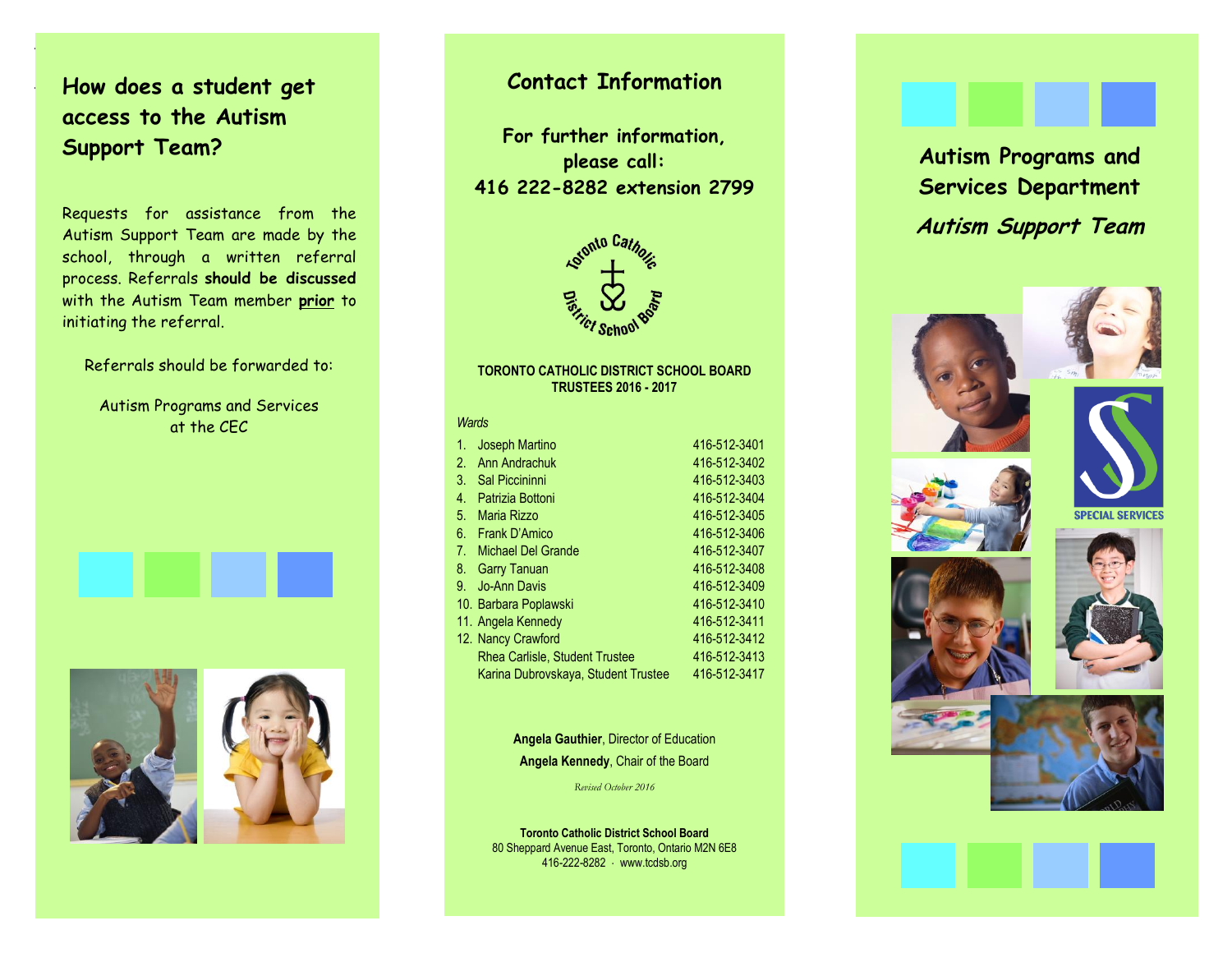## How does a student get access to the Autism Support Team?

Requests for assistance from the Autism Support Team are made by the school, through a written referral process. Referrals **should be discussed** with the Autism Team member **prior** to initiating the referral.

Referrals should be forwarded to:

Autism Programs and Services
at the CEC

## Contact Information

**For further information, please call:**
**416 222-8282 extension 2799**

Toronto Catholic District School Board

**TORONTO CATHOLIC DISTRICT SCHOOL BOARD**
**TRUSTEES 2016 - 2017**

*Wards*

| | | |
|---|---|---|
| 1. | Joseph Martino | 416-512-3401 |
| 2. | Ann Andrachuk | 416-512-3402 |
| 3. | Sal Piccininni | 416-512-3403 |
| 4. | Patrizia Bottoni | 416-512-3404 |
| 5. | Maria Rizzo | 416-512-3405 |
| 6. | Frank D'Amico | 416-512-3406 |
| 7. | Michael Del Grande | 416-512-3407 |
| 8. | Garry Tanuan | 416-512-3408 |
| 9. | Jo-Ann Davis | 416-512-3409 |
| 10. | Barbara Poplawski | 416-512-3410 |
| 11. | Angela Kennedy | 416-512-3411 |
| 12. | Nancy Crawford | 416-512-3412 |
| | Rhea Carlisle, Student Trustee | 416-512-3413 |
| | Karina Dubrovskaya, Student Trustee | 416-512-3417 |

**Angela Gauthier**, Director of Education
**Angela Kennedy**, Chair of the Board

*Revised October 2016*

**Toronto Catholic District School Board**
80 Sheppard Avenue East, Toronto, Ontario M2N 6E8
416-222-8282 · www.tcdsb.org

# Autism Programs and Services Department

## *Autism Support Team*

SPECIAL SERVICES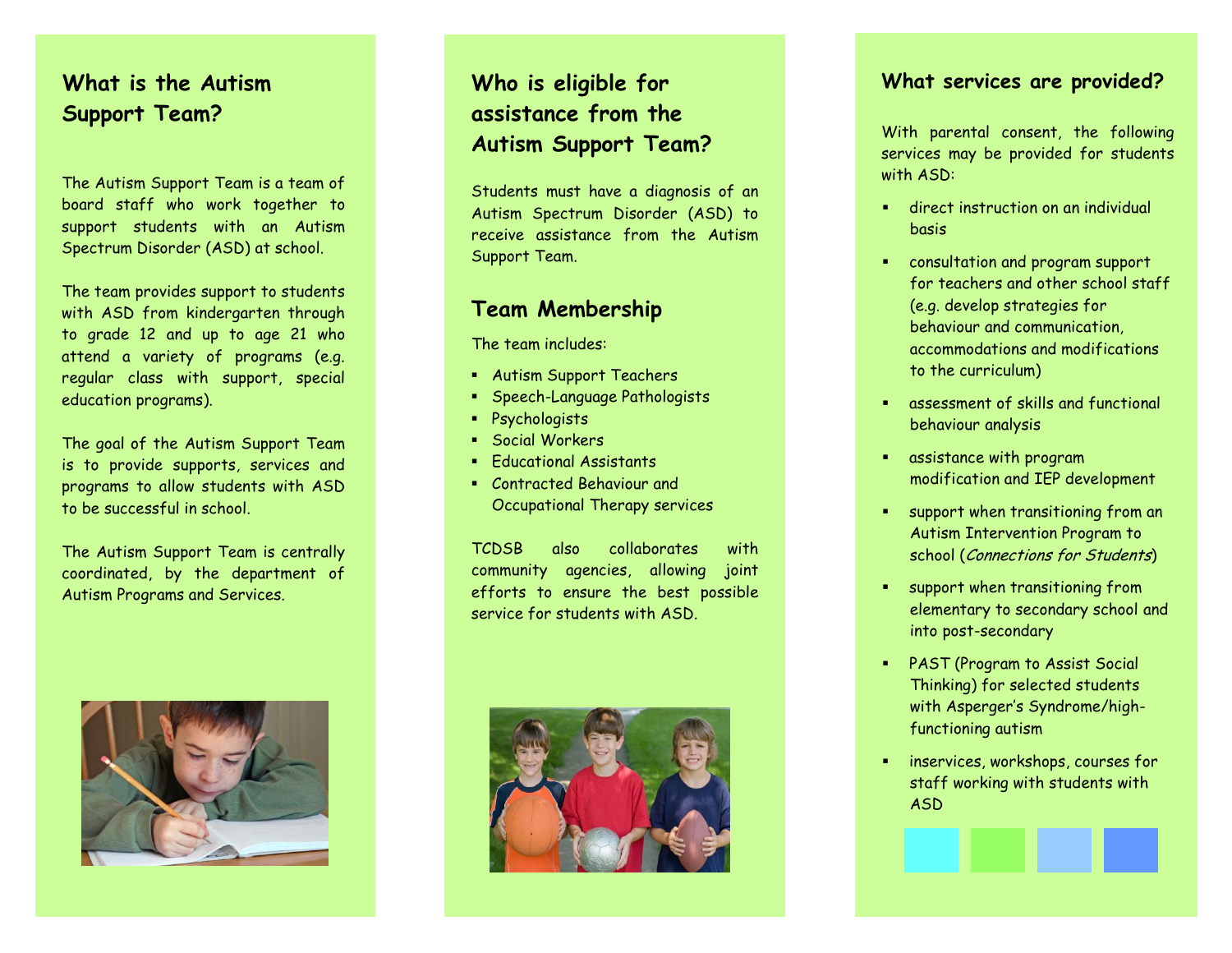## What is the Autism Support Team?

The Autism Support Team is a team of board staff who work together to support students with an Autism Spectrum Disorder (ASD) at school.

The team provides support to students with ASD from kindergarten through to grade 12 and up to age 21 who attend a variety of programs (e.g. regular class with support, special education programs).

The goal of the Autism Support Team is to provide supports, services and programs to allow students with ASD to be successful in school.

The Autism Support Team is centrally coordinated, by the department of Autism Programs and Services.

## Who is eligible for assistance from the Autism Support Team?

Students must have a diagnosis of an Autism Spectrum Disorder (ASD) to receive assistance from the Autism Support Team.

## Team Membership

The team includes:

- Autism Support Teachers
- Speech-Language Pathologists
- Psychologists
- Social Workers
- Educational Assistants
- Contracted Behaviour and Occupational Therapy services

TCDSB also collaborates with community agencies, allowing joint efforts to ensure the best possible service for students with ASD.

## What services are provided?

With parental consent, the following services may be provided for students with ASD:

- direct instruction on an individual basis
- consultation and program support for teachers and other school staff (e.g. develop strategies for behaviour and communication, accommodations and modifications to the curriculum)
- assessment of skills and functional behaviour analysis
- assistance with program modification and IEP development
- support when transitioning from an Autism Intervention Program to school (*Connections for Students*)
- support when transitioning from elementary to secondary school and into post-secondary
- PAST (Program to Assist Social Thinking) for selected students with Asperger's Syndrome/high-functioning autism
- inservices, workshops, courses for staff working with students with ASD